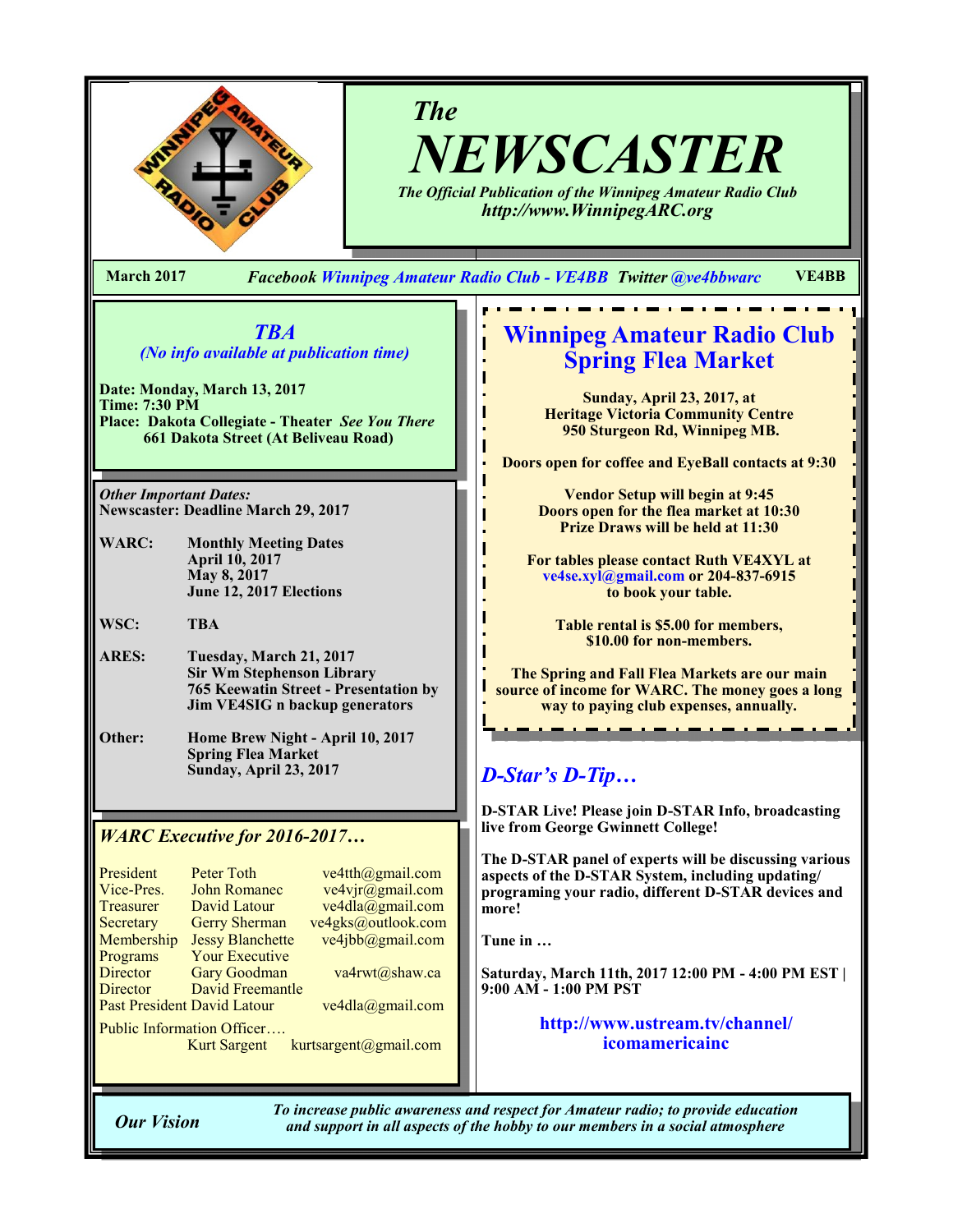# The NEWSCASTER

*The Official Publication of the Winnipeg Amateur Radio Club*
*http://www.WinnipegARC.org*

**March 2017** *Facebook* *Winnipeg Amateur Radio Club - VE4BB* *Twitter* *@ve4bbwarc* **VE4BB**

## *TBA*

*(No info available at publication time)*

**Date: Monday, March 13, 2017**
**Time: 7:30 PM**
**Place: Dakota Collegiate - Theater** ***See You There***
**661 Dakota Street (At Beliveau Road)**

***Other Important Dates:***
**Newscaster: Deadline March 29, 2017**

| | |
|---|---|
| **WARC:** | **Monthly Meeting Dates**<br>**April 10, 2017**<br>**May 8, 2017**<br>**June 12, 2017 Elections** |
| **WSC:** | **TBA** |
| **ARES:** | **Tuesday, March 21, 2017**<br>**Sir Wm Stephenson Library**<br>**765 Keewatin Street - Presentation by Jim VE4SIG n backup generators** |
| **Other:** | **Home Brew Night - April 10, 2017**<br>**Spring Flea Market**<br>**Sunday, April 23, 2017** |

### *WARC Executive for 2016-2017…*

| | | |
|---|---|---|
| President | Peter Toth | ve4tth@gmail.com |
| Vice-Pres. | John Romanec | ve4vjr@gmail.com |
| Treasurer | David Latour | ve4dla@gmail.com |
| Secretary | Gerry Sherman | ve4gks@outlook.com |
| Membership | Jessy Blanchette | ve4jbb@gmail.com |
| Programs | Your Executive | |
| Director | Gary Goodman | va4rwt@shaw.ca |
| Director | David Freemantle | |
| Past President | David Latour | ve4dla@gmail.com |

Public Information Officer….
Kurt Sargent kurtsargent@gmail.com

## Winnipeg Amateur Radio Club Spring Flea Market

**Sunday, April 23, 2017, at**
**Heritage Victoria Community Centre**
**950 Sturgeon Rd, Winnipeg MB.**

**Doors open for coffee and EyeBall contacts at 9:30**

**Vendor Setup will begin at 9:45**
**Doors open for the flea market at 10:30**
**Prize Draws will be held at 11:30**

**For tables please contact Ruth VE4XYL at ve4se.xyl@gmail.com or 204-837-6915 to book your table.**

**Table rental is $5.00 for members, $10.00 for non-members.**

**The Spring and Fall Flea Markets are our main source of income for WARC. The money goes a long way to paying club expenses, annually.**

## *D-Star's D-Tip…*

**D-STAR Live! Please join D-STAR Info, broadcasting live from George Gwinnett College!**

**The D-STAR panel of experts will be discussing various aspects of the D-STAR System, including updating/ programing your radio, different D-STAR devices and more!**

**Tune in …**

**Saturday, March 11th, 2017 12:00 PM - 4:00 PM EST | 9:00 AM - 1:00 PM PST**

**http://www.ustream.tv/channel/icomamericainc**

***Our Vision*** *To increase public awareness and respect for Amateur radio; to provide education and support in all aspects of the hobby to our members in a social atmosphere*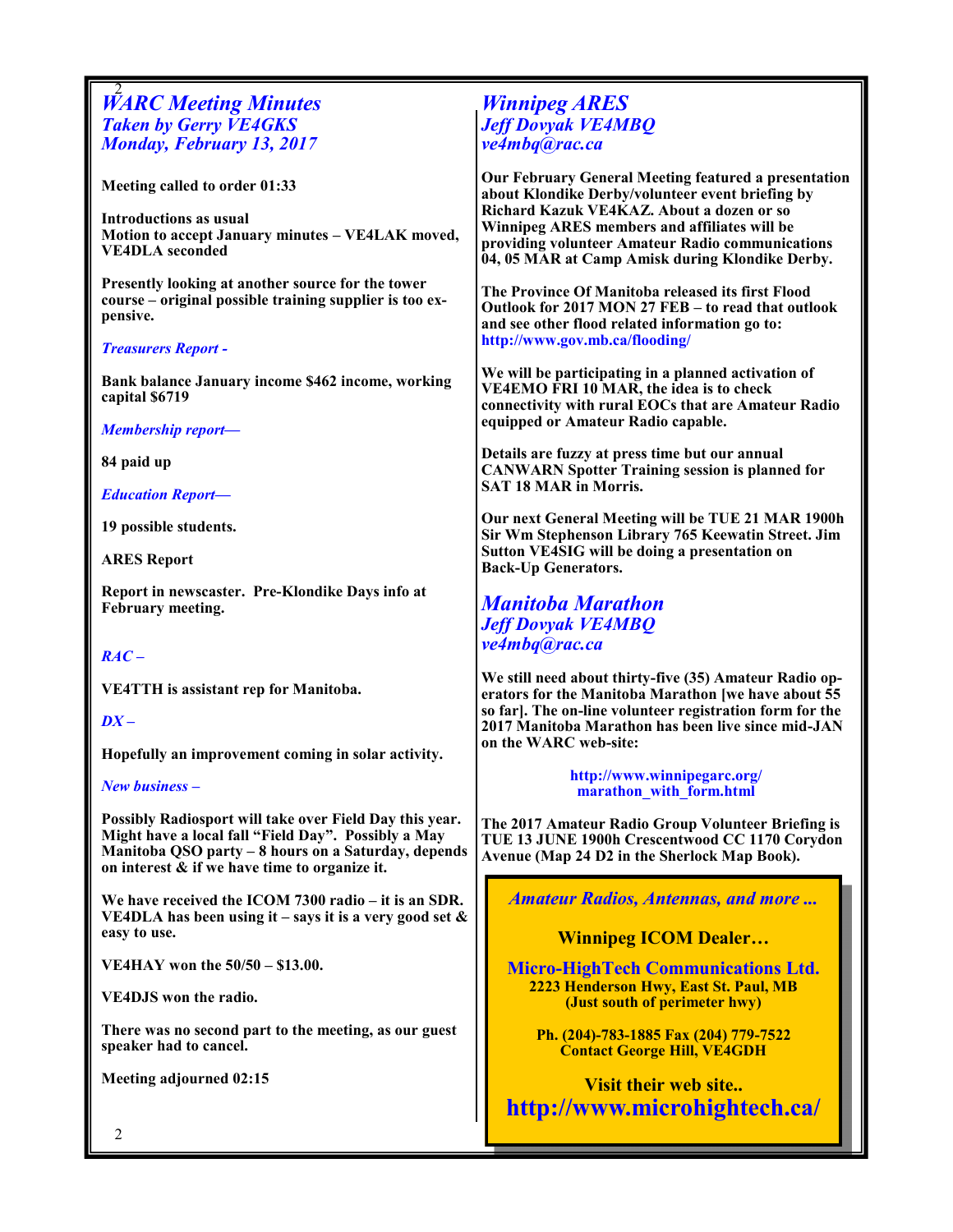# WARC Meeting Minutes

## Taken by Gerry VE4GKS

## Monday, February 13, 2017

**Meeting called to order 01:33**

**Introductions as usual**
**Motion to accept January minutes – VE4LAK moved, VE4DLA seconded**

**Presently looking at another source for the tower course – original possible training supplier is too expensive.**

### *Treasurers Report -*

**Bank balance January income $462 income, working capital $6719**

### *Membership report—*

**84 paid up**

### *Education Report—*

**19 possible students.**

**ARES Report**

**Report in newscaster. Pre-Klondike Days info at February meeting.**

### *RAC –*

**VE4TTH is assistant rep for Manitoba.**

### *DX –*

**Hopefully an improvement coming in solar activity.**

### *New business –*

**Possibly Radiosport will take over Field Day this year. Might have a local fall "Field Day". Possibly a May Manitoba QSO party – 8 hours on a Saturday, depends on interest & if we have time to organize it.**

**We have received the ICOM 7300 radio – it is an SDR. VE4DLA has been using it – says it is a very good set & easy to use.**

**VE4HAY won the 50/50 – $13.00.**

**VE4DJS won the radio.**

**There was no second part to the meeting, as our guest speaker had to cancel.**

**Meeting adjourned 02:15**

# Winnipeg ARES

## Jeff Dovyak VE4MBQ

## ve4mbq@rac.ca

**Our February General Meeting featured a presentation about Klondike Derby/volunteer event briefing by Richard Kazuk VE4KAZ. About a dozen or so Winnipeg ARES members and affiliates will be providing volunteer Amateur Radio communications 04, 05 MAR at Camp Amisk during Klondike Derby.**

**The Province Of Manitoba released its first Flood Outlook for 2017 MON 27 FEB – to read that outlook and see other flood related information go to: http://www.gov.mb.ca/flooding/**

**We will be participating in a planned activation of VE4EMO FRI 10 MAR, the idea is to check connectivity with rural EOCs that are Amateur Radio equipped or Amateur Radio capable.**

**Details are fuzzy at press time but our annual CANWARN Spotter Training session is planned for SAT 18 MAR in Morris.**

**Our next General Meeting will be TUE 21 MAR 1900h Sir Wm Stephenson Library 765 Keewatin Street. Jim Sutton VE4SIG will be doing a presentation on Back-Up Generators.**

# Manitoba Marathon

## Jeff Dovyak VE4MBQ

## ve4mbq@rac.ca

**We still need about thirty-five (35) Amateur Radio operators for the Manitoba Marathon [we have about 55 so far]. The on-line volunteer registration form for the 2017 Manitoba Marathon has been live since mid-JAN on the WARC web-site:**

**http://www.winnipegarc.org/marathon_with_form.html**

**The 2017 Amateur Radio Group Volunteer Briefing is TUE 13 JUNE 1900h Crescentwood CC 1170 Corydon Avenue (Map 24 D2 in the Sherlock Map Book).**

---

*Amateur Radios, Antennas, and more ...*

**Winnipeg ICOM Dealer…**

**Micro-HighTech Communications Ltd.**
**2223 Henderson Hwy, East St. Paul, MB**
**(Just south of perimeter hwy)**

**Ph. (204)-783-1885 Fax (204) 779-7522**
**Contact George Hill, VE4GDH**

**Visit their web site..**
**http://www.microhightech.ca/**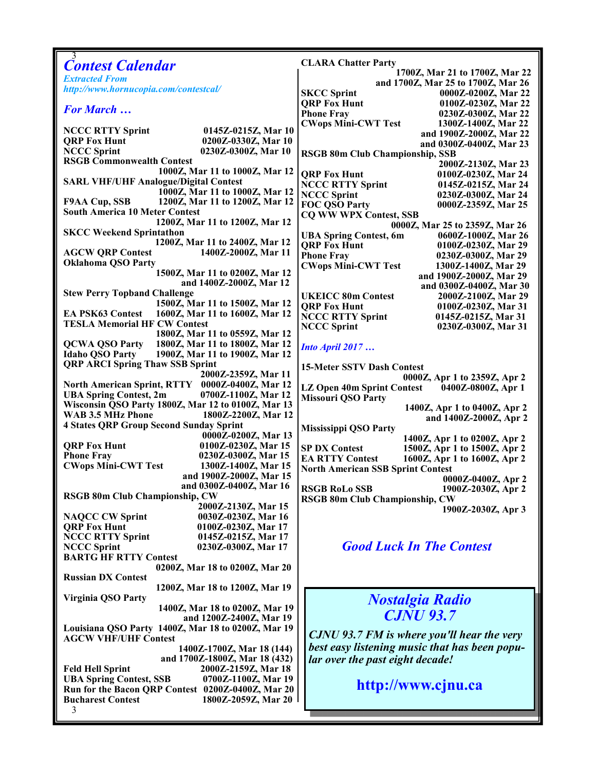# *Contest Calendar*

*Extracted From*
*http://www.hornucopia.com/contestcal/*

## *For March …*

**NCCC RTTY Sprint** 0145Z-0215Z, Mar 10
**QRP Fox Hunt** 0200Z-0330Z, Mar 10
**NCCC Sprint** 0230Z-0300Z, Mar 10
**RSGB Commonwealth Contest**
1000Z, Mar 11 to 1000Z, Mar 12
**SARL VHF/UHF Analogue/Digital Contest**
1000Z, Mar 11 to 1000Z, Mar 12
**F9AA Cup, SSB** 1200Z, Mar 11 to 1200Z, Mar 12
**South America 10 Meter Contest**
1200Z, Mar 11 to 1200Z, Mar 12
**SKCC Weekend Sprintathon**
1200Z, Mar 11 to 2400Z, Mar 12
**AGCW QRP Contest** 1400Z-2000Z, Mar 11
**Oklahoma QSO Party**
1500Z, Mar 11 to 0200Z, Mar 12
and 1400Z-2000Z, Mar 12
**Stew Perry Topband Challenge**
1500Z, Mar 11 to 1500Z, Mar 12
**EA PSK63 Contest** 1600Z, Mar 11 to 1600Z, Mar 12
**TESLA Memorial HF CW Contest**
1800Z, Mar 11 to 0559Z, Mar 12
**QCWA QSO Party** 1800Z, Mar 11 to 1800Z, Mar 12
**Idaho QSO Party** 1900Z, Mar 11 to 1900Z, Mar 12
**QRP ARCI Spring Thaw SSB Sprint**
2000Z-2359Z, Mar 11
**North American Sprint, RTTY** 0000Z-0400Z, Mar 12
**UBA Spring Contest, 2m** 0700Z-1100Z, Mar 12
**Wisconsin QSO Party** 1800Z, Mar 12 to 0100Z, Mar 13
**WAB 3.5 MHz Phone** 1800Z-2200Z, Mar 12
**4 States QRP Group Second Sunday Sprint**
0000Z-0200Z, Mar 13
**QRP Fox Hunt** 0100Z-0230Z, Mar 15
**Phone Fray** 0230Z-0300Z, Mar 15
**CWops Mini-CWT Test** 1300Z-1400Z, Mar 15
and 1900Z-2000Z, Mar 15
and 0300Z-0400Z, Mar 16
**RSGB 80m Club Championship, CW**
2000Z-2130Z, Mar 15
**NAQCC CW Sprint** 0030Z-0230Z, Mar 16
**QRP Fox Hunt** 0100Z-0230Z, Mar 17
**NCCC RTTY Sprint** 0145Z-0215Z, Mar 17
**NCCC Sprint** 0230Z-0300Z, Mar 17
**BARTG HF RTTY Contest**
0200Z, Mar 18 to 0200Z, Mar 20
**Russian DX Contest**
1200Z, Mar 18 to 1200Z, Mar 19
**Virginia QSO Party**
1400Z, Mar 18 to 0200Z, Mar 19
and 1200Z-2400Z, Mar 19
**Louisiana QSO Party** 1400Z, Mar 18 to 0200Z, Mar 19
**AGCW VHF/UHF Contest**
1400Z-1700Z, Mar 18 (144)
and 1700Z-1800Z, Mar 18 (432)
**Feld Hell Sprint** 2000Z-2159Z, Mar 18
**UBA Spring Contest, SSB** 0700Z-1100Z, Mar 19
**Run for the Bacon QRP Contest** 0200Z-0400Z, Mar 20
**Bucharest Contest** 1800Z-2059Z, Mar 20
**CLARA Chatter Party**
1700Z, Mar 21 to 1700Z, Mar 22
and 1700Z, Mar 25 to 1700Z, Mar 26
**SKCC Sprint** 0000Z-0200Z, Mar 22
**QRP Fox Hunt** 0100Z-0230Z, Mar 22
**Phone Fray** 0230Z-0300Z, Mar 22
**CWops Mini-CWT Test** 1300Z-1400Z, Mar 22
and 1900Z-2000Z, Mar 22
and 0300Z-0400Z, Mar 23
**RSGB 80m Club Championship, SSB**
2000Z-2130Z, Mar 23
**QRP Fox Hunt** 0100Z-0230Z, Mar 24
**NCCC RTTY Sprint** 0145Z-0215Z, Mar 24
**NCCC Sprint** 0230Z-0300Z, Mar 24
**FOC QSO Party** 0000Z-2359Z, Mar 25
**CQ WW WPX Contest, SSB**
0000Z, Mar 25 to 2359Z, Mar 26
**UBA Spring Contest, 6m** 0600Z-1000Z, Mar 26
**QRP Fox Hunt** 0100Z-0230Z, Mar 29
**Phone Fray** 0230Z-0300Z, Mar 29
**CWops Mini-CWT Test** 1300Z-1400Z, Mar 29
and 1900Z-2000Z, Mar 29
and 0300Z-0400Z, Mar 30
**UKEICC 80m Contest** 2000Z-2100Z, Mar 29
**QRP Fox Hunt** 0100Z-0230Z, Mar 31
**NCCC RTTY Sprint** 0145Z-0215Z, Mar 31
**NCCC Sprint** 0230Z-0300Z, Mar 31

## *Into April 2017 …*

**15-Meter SSTV Dash Contest**
0000Z, Apr 1 to 2359Z, Apr 2
**LZ Open 40m Sprint Contest** 0400Z-0800Z, Apr 1
**Missouri QSO Party**
1400Z, Apr 1 to 0400Z, Apr 2
and 1400Z-2000Z, Apr 2
**Mississippi QSO Party**
1400Z, Apr 1 to 0200Z, Apr 2
**SP DX Contest** 1500Z, Apr 1 to 1500Z, Apr 2
**EA RTTY Contest** 1600Z, Apr 1 to 1600Z, Apr 2
**North American SSB Sprint Contest**
0000Z-0400Z, Apr 2
**RSGB RoLo SSB** 1900Z-2030Z, Apr 2
**RSGB 80m Club Championship, CW**
1900Z-2030Z, Apr 3

## *Good Luck In The Contest*

## *Nostalgia Radio CJNU 93.7*

***CJNU 93.7 FM is where you'll hear the very best easy listening music that has been popular over the past eight decade!***

**http://www.cjnu.ca**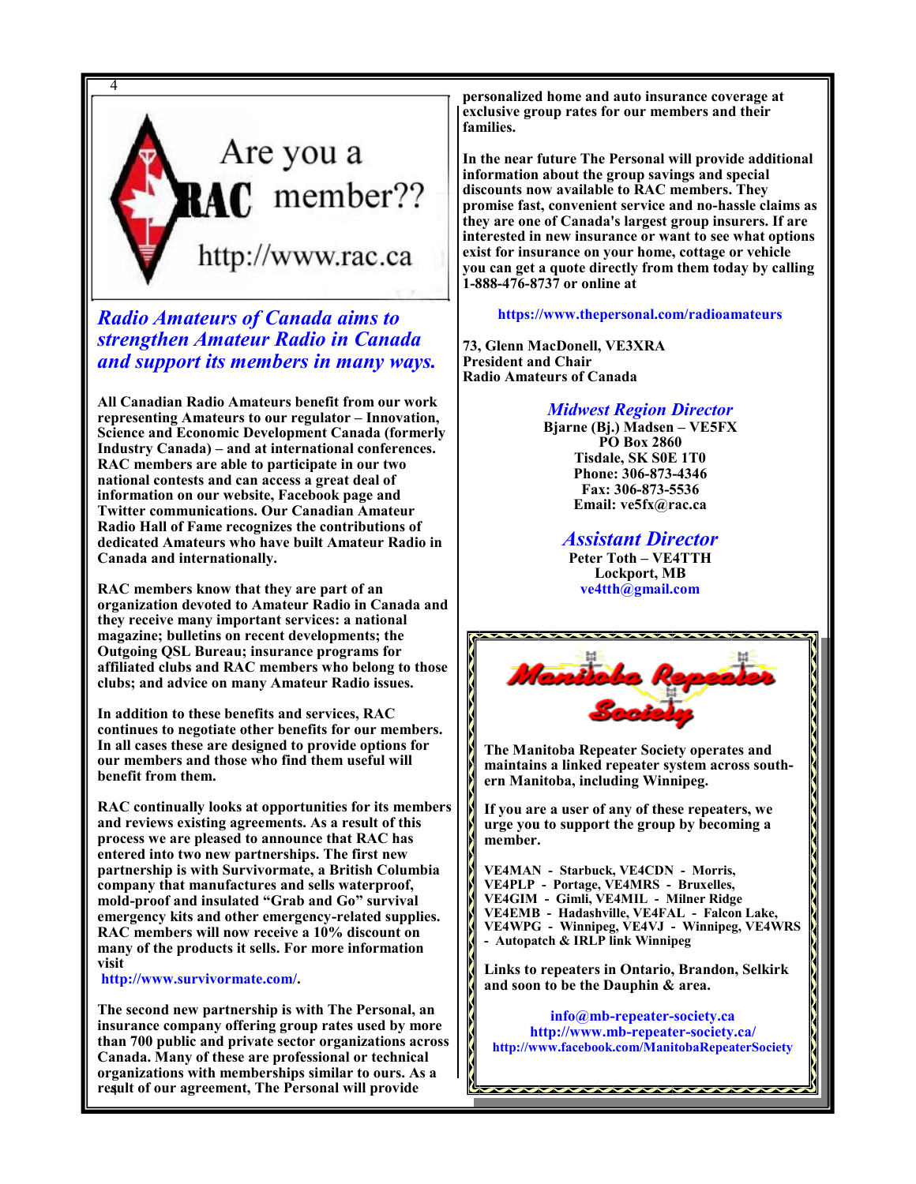Are you a RAC member??

http://www.rac.ca

## *Radio Amateurs of Canada aims to strengthen Amateur Radio in Canada and support its members in many ways.*

**All Canadian Radio Amateurs benefit from our work representing Amateurs to our regulator – Innovation, Science and Economic Development Canada (formerly Industry Canada) – and at international conferences. RAC members are able to participate in our two national contests and can access a great deal of information on our website, Facebook page and Twitter communications. Our Canadian Amateur Radio Hall of Fame recognizes the contributions of dedicated Amateurs who have built Amateur Radio in Canada and internationally.**

**RAC members know that they are part of an organization devoted to Amateur Radio in Canada and they receive many important services: a national magazine; bulletins on recent developments; the Outgoing QSL Bureau; insurance programs for affiliated clubs and RAC members who belong to those clubs; and advice on many Amateur Radio issues.**

**In addition to these benefits and services, RAC continues to negotiate other benefits for our members. In all cases these are designed to provide options for our members and those who find them useful will benefit from them.**

**RAC continually looks at opportunities for its members and reviews existing agreements. As a result of this process we are pleased to announce that RAC has entered into two new partnerships. The first new partnership is with Survivormate, a British Columbia company that manufactures and sells waterproof, mold-proof and insulated "Grab and Go" survival emergency kits and other emergency-related supplies. RAC members will now receive a 10% discount on many of the products it sells. For more information visit**
**http://www.survivormate.com/.**

**The second new partnership is with The Personal, an insurance company offering group rates used by more than 700 public and private sector organizations across Canada. Many of these are professional or technical organizations with memberships similar to ours. As a result of our agreement, The Personal will provide personalized home and auto insurance coverage at exclusive group rates for our members and their families.**

**In the near future The Personal will provide additional information about the group savings and special discounts now available to RAC members. They promise fast, convenient service and no-hassle claims as they are one of Canada's largest group insurers. If are interested in new insurance or want to see what options exist for insurance on your home, cottage or vehicle you can get a quote directly from them today by calling 1-888-476-8737 or online at**

**https://www.thepersonal.com/radioamateurs**

**73, Glenn MacDonell, VE3XRA**
**President and Chair**
**Radio Amateurs of Canada**

### *Midwest Region Director*

**Bjarne (Bj.) Madsen – VE5FX**
**PO Box 2860**
**Tisdale, SK S0E 1T0**
**Phone: 306-873-4346**
**Fax: 306-873-5536**
**Email: ve5fx@rac.ca**

### *Assistant Director*

**Peter Toth – VE4TTH**
**Lockport, MB**
**ve4tth@gmail.com**

## Manitoba Repeater Society

**The Manitoba Repeater Society operates and maintains a linked repeater system across southern Manitoba, including Winnipeg.**

**If you are a user of any of these repeaters, we urge you to support the group by becoming a member.**

**VE4MAN - Starbuck, VE4CDN - Morris, VE4PLP - Portage, VE4MRS - Bruxelles, VE4GIM - Gimli, VE4MIL - Milner Ridge VE4EMB - Hadashville, VE4FAL - Falcon Lake, VE4WPG - Winnipeg, VE4VJ - Winnipeg, VE4WRS - Autopatch & IRLP link Winnipeg**

**Links to repeaters in Ontario, Brandon, Selkirk and soon to be the Dauphin & area.**

**info@mb-repeater-society.ca**
**http://www.mb-repeater-society.ca/**
**http://www.facebook.com/ManitobaRepeaterSociety**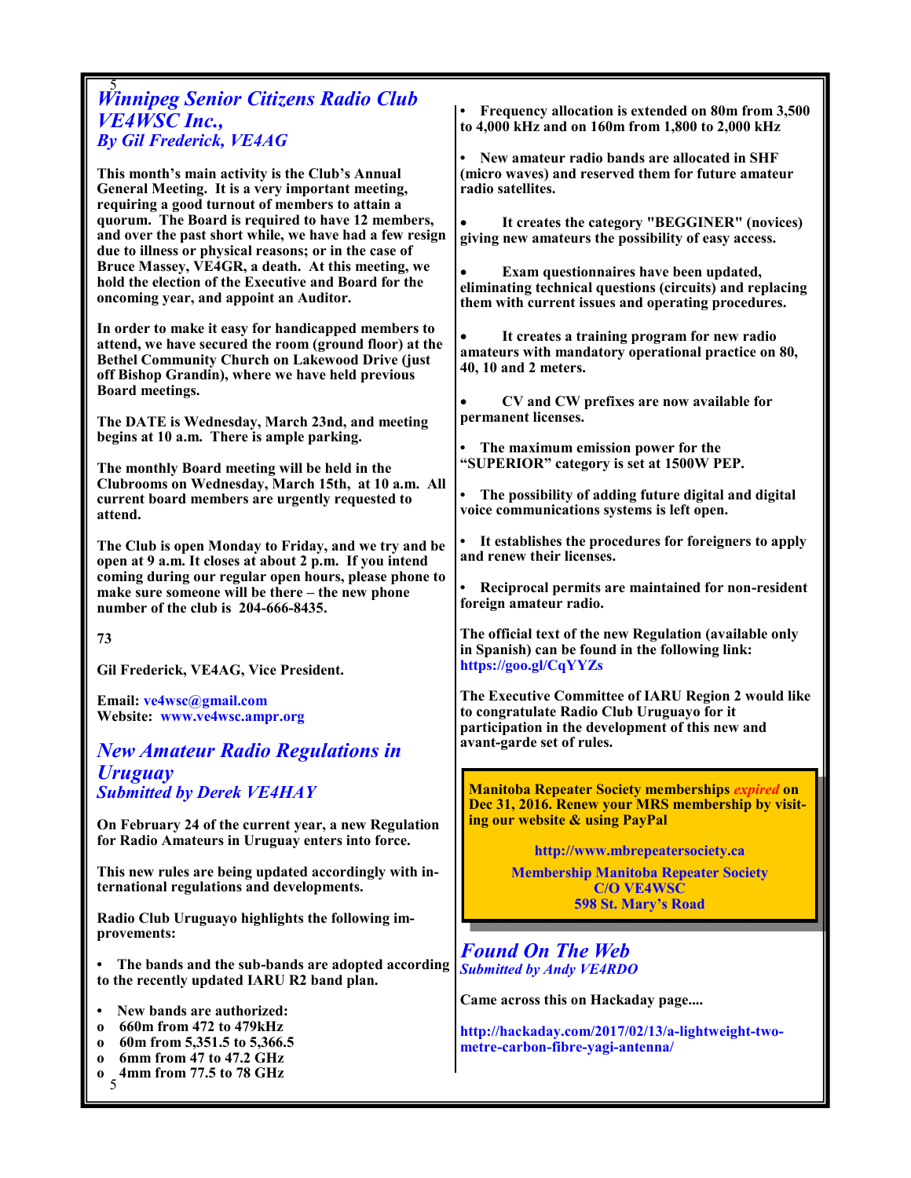## *Winnipeg Senior Citizens Radio Club VE4WSC Inc.,*
### *By Gil Frederick, VE4AG*

**This month's main activity is the Club's Annual General Meeting. It is a very important meeting, requiring a good turnout of members to attain a quorum. The Board is required to have 12 members, and over the past short while, we have had a few resign due to illness or physical reasons; or in the case of Bruce Massey, VE4GR, a death. At this meeting, we hold the election of the Executive and Board for the oncoming year, and appoint an Auditor.**

**In order to make it easy for handicapped members to attend, we have secured the room (ground floor) at the Bethel Community Church on Lakewood Drive (just off Bishop Grandin), where we have held previous Board meetings.**

**The DATE is Wednesday, March 23nd, and meeting begins at 10 a.m. There is ample parking.**

**The monthly Board meeting will be held in the Clubrooms on Wednesday, March 15th, at 10 a.m. All current board members are urgently requested to attend.**

**The Club is open Monday to Friday, and we try and be open at 9 a.m. It closes at about 2 p.m. If you intend coming during our regular open hours, please phone to make sure someone will be there – the new phone number of the club is 204-666-8435.**

**73**

**Gil Frederick, VE4AG, Vice President.**

**Email: ve4wsc@gmail.com**
**Website: www.ve4wsc.ampr.org**

## *New Amateur Radio Regulations in Uruguay*
### *Submitted by Derek VE4HAY*

**On February 24 of the current year, a new Regulation for Radio Amateurs in Uruguay enters into force.**

**This new rules are being updated accordingly with international regulations and developments.**

**Radio Club Uruguayo highlights the following improvements:**

- **The bands and the sub-bands are adopted according to the recently updated IARU R2 band plan.**
- **New bands are authorized:**
  - **660m from 472 to 479kHz**
  - **60m from 5,351.5 to 5,366.5**
  - **6mm from 47 to 47.2 GHz**
  - **4mm from 77.5 to 78 GHz**
- **Frequency allocation is extended on 80m from 3,500 to 4,000 kHz and on 160m from 1,800 to 2,000 kHz**
- **New amateur radio bands are allocated in SHF (micro waves) and reserved them for future amateur radio satellites.**
- **It creates the category "BEGGINER" (novices) giving new amateurs the possibility of easy access.**
- **Exam questionnaires have been updated, eliminating technical questions (circuits) and replacing them with current issues and operating procedures.**
- **It creates a training program for new radio amateurs with mandatory operational practice on 80, 40, 10 and 2 meters.**
- **CV and CW prefixes are now available for permanent licenses.**
- **The maximum emission power for the "SUPERIOR" category is set at 1500W PEP.**
- **The possibility of adding future digital and digital voice communications systems is left open.**
- **It establishes the procedures for foreigners to apply and renew their licenses.**
- **Reciprocal permits are maintained for non-resident foreign amateur radio.**

**The official text of the new Regulation (available only in Spanish) can be found in the following link: https://goo.gl/CqYYZs**

**The Executive Committee of IARU Region 2 would like to congratulate Radio Club Uruguayo for it participation in the development of this new and avant-garde set of rules.**

**Manitoba Repeater Society memberships *expired* on Dec 31, 2016. Renew your MRS membership by visiting our website & using PayPal**

**http://www.mbrepeatersociety.ca**

**Membership Manitoba Repeater Society**
**C/O VE4WSC**
**598 St. Mary's Road**

## *Found On The Web*
### *Submitted by Andy VE4RDO*

**Came across this on Hackaday page....**

**http://hackaday.com/2017/02/13/a-lightweight-two-metre-carbon-fibre-yagi-antenna/**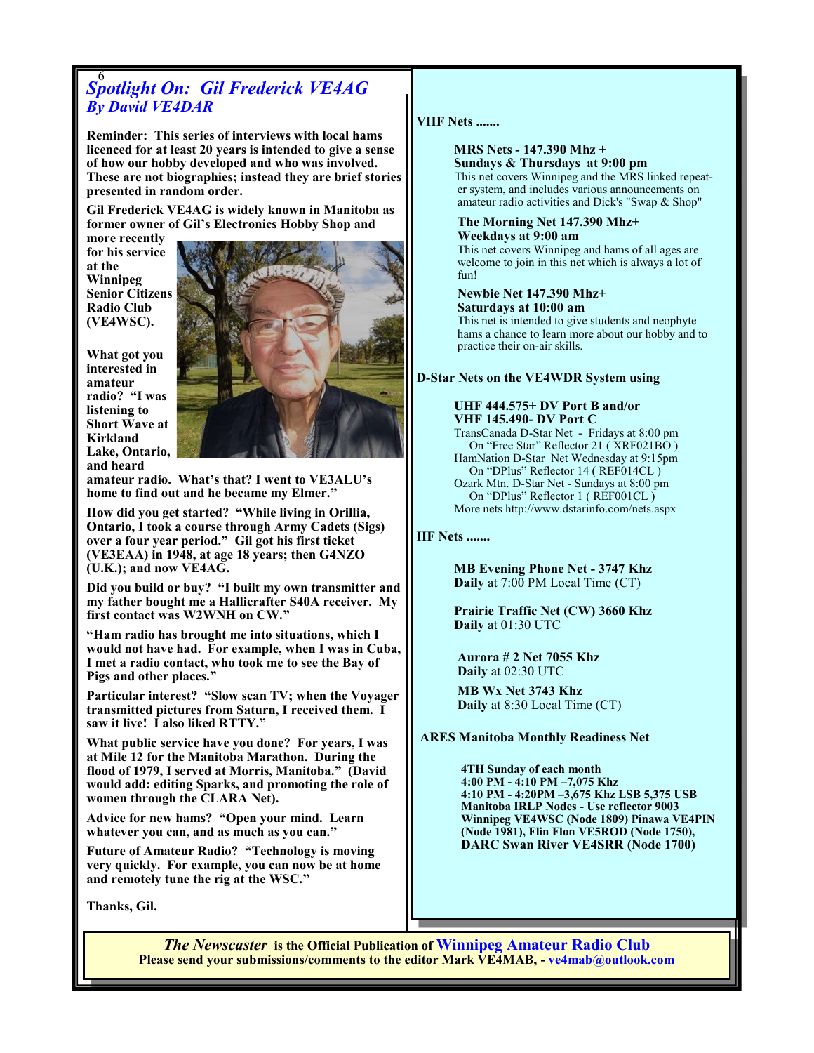## *Spotlight On: Gil Frederick VE4AG*

### *By David VE4DAR*

**Reminder: This series of interviews with local hams licenced for at least 20 years is intended to give a sense of how our hobby developed and who was involved. These are not biographies; instead they are brief stories presented in random order.**

**Gil Frederick VE4AG is widely known in Manitoba as former owner of Gil's Electronics Hobby Shop and more recently for his service at the Winnipeg Senior Citizens Radio Club (VE4WSC).**

**What got you interested in amateur radio? "I was listening to Short Wave at Kirkland Lake, Ontario, and heard amateur radio. What's that? I went to VE3ALU's home to find out and he became my Elmer."**

**How did you get started? "While living in Orillia, Ontario, I took a course through Army Cadets (Sigs) over a four year period." Gil got his first ticket (VE3EAA) in 1948, at age 18 years; then G4NZO (U.K.); and now VE4AG.**

**Did you build or buy? "I built my own transmitter and my father bought me a Hallicrafter S40A receiver. My first contact was W2WNH on CW."**

**"Ham radio has brought me into situations, which I would not have had. For example, when I was in Cuba, I met a radio contact, who took me to see the Bay of Pigs and other places."**

**Particular interest? "Slow scan TV; when the Voyager transmitted pictures from Saturn, I received them. I saw it live! I also liked RTTY."**

**What public service have you done? For years, I was at Mile 12 for the Manitoba Marathon. During the flood of 1979, I served at Morris, Manitoba." (David would add: editing Sparks, and promoting the role of women through the CLARA Net).**

**Advice for new hams? "Open your mind. Learn whatever you can, and as much as you can."**

**Future of Amateur Radio? "Technology is moving very quickly. For example, you can now be at home and remotely tune the rig at the WSC."**

**Thanks, Gil.**

**VHF Nets .......**

**MRS Nets - 147.390 Mhz +**
**Sundays & Thursdays at 9:00 pm**
This net covers Winnipeg and the MRS linked repeater system, and includes various announcements on amateur radio activities and Dick's "Swap & Shop"

**The Morning Net 147.390 Mhz+**
**Weekdays at 9:00 am**
This net covers Winnipeg and hams of all ages are welcome to join in this net which is always a lot of fun!

**Newbie Net 147.390 Mhz+**
**Saturdays at 10:00 am**
This net is intended to give students and neophyte hams a chance to learn more about our hobby and to practice their on-air skills.

**D-Star Nets on the VE4WDR System using**

**UHF 444.575+ DV Port B and/or**
**VHF 145.490- DV Port C**
TransCanada D-Star Net - Fridays at 8:00 pm
On "Free Star" Reflector 21 ( XRF021BO )
HamNation D-Star Net Wednesday at 9:15pm
On "DPlus" Reflector 14 ( REF014CL )
Ozark Mtn. D-Star Net - Sundays at 8:00 pm
On "DPlus" Reflector 1 ( REF001CL )
More nets http://www.dstarinfo.com/nets.aspx

**HF Nets .......**

**MB Evening Phone Net - 3747 Khz**
**Daily** at 7:00 PM Local Time (CT)

**Prairie Traffic Net (CW) 3660 Khz**
**Daily** at 01:30 UTC

**Aurora # 2 Net 7055 Khz**
**Daily** at 02:30 UTC

**MB Wx Net 3743 Khz**
**Daily** at 8:30 Local Time (CT)

**ARES Manitoba Monthly Readiness Net**

**4TH Sunday of each month**
**4:00 PM - 4:10 PM –7,075 Khz**
**4:10 PM - 4:20PM –3,675 Khz LSB 5,375 USB**
**Manitoba IRLP Nodes - Use reflector 9003**
**Winnipeg VE4WSC (Node 1809) Pinawa VE4PIN (Node 1981), Flin Flon VE5ROD (Node 1750), DARC Swan River VE4SRR (Node 1700)**

***The Newscaster* is the Official Publication of Winnipeg Amateur Radio Club**
**Please send your submissions/comments to the editor Mark VE4MAB, - ve4mab@outlook.com**